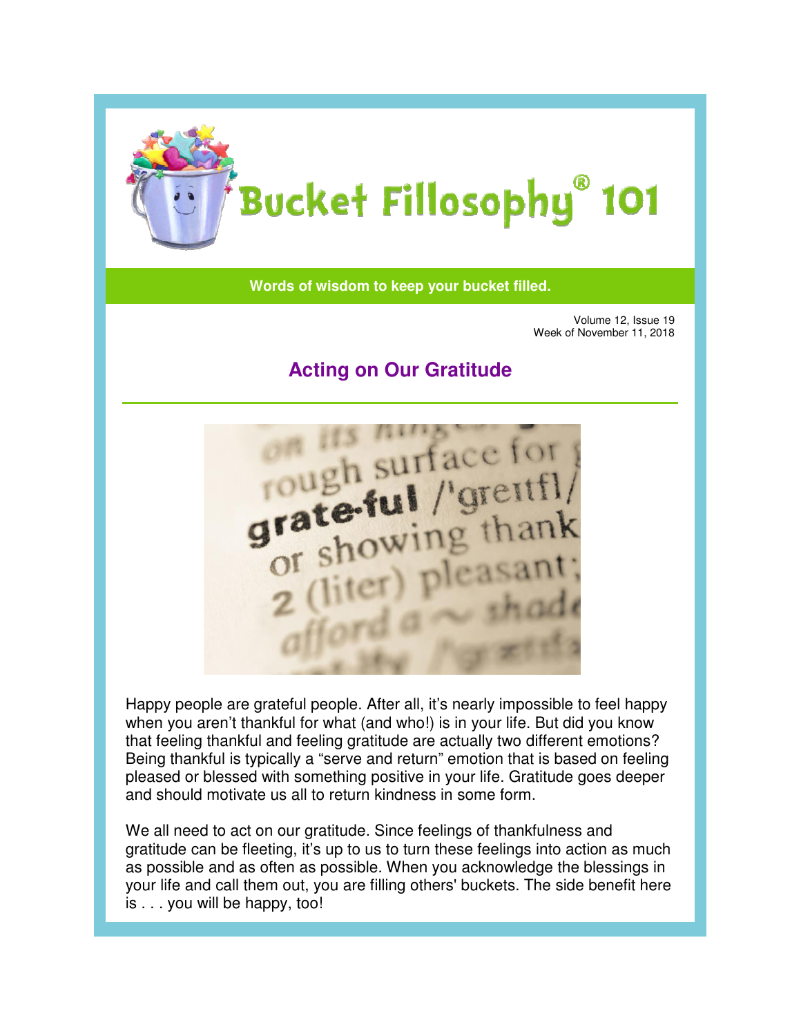# Bucket Fillosophy® 101

**Words of wisdom to keep your bucket filled.**

Volume 12, Issue 19
Week of November 11, 2018

## Acting on Our Gratitude

Happy people are grateful people. After all, it's nearly impossible to feel happy when you aren't thankful for what (and who!) is in your life. But did you know that feeling thankful and feeling gratitude are actually two different emotions? Being thankful is typically a "serve and return" emotion that is based on feeling pleased or blessed with something positive in your life. Gratitude goes deeper and should motivate us all to return kindness in some form.

We all need to act on our gratitude. Since feelings of thankfulness and gratitude can be fleeting, it's up to us to turn these feelings into action as much as possible and as often as possible. When you acknowledge the blessings in your life and call them out, you are filling others' buckets. The side benefit here is . . . you will be happy, too!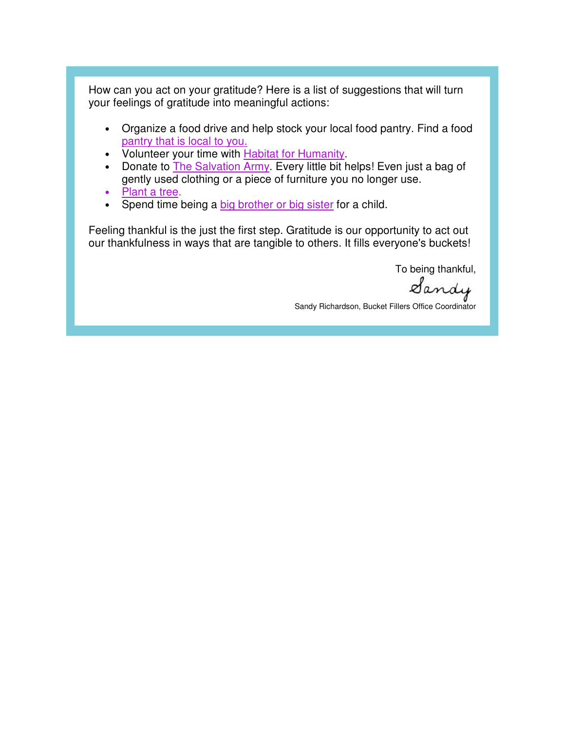How can you act on your gratitude? Here is a list of suggestions that will turn your feelings of gratitude into meaningful actions:

- Organize a food drive and help stock your local food pantry. Find a food pantry that is local to you.
- Volunteer your time with Habitat for Humanity.
- Donate to The Salvation Army. Every little bit helps! Even just a bag of gently used clothing or a piece of furniture you no longer use.
- Plant a tree.
- Spend time being a big brother or big sister for a child.

Feeling thankful is the just the first step. Gratitude is our opportunity to act out our thankfulness in ways that are tangible to others. It fills everyone's buckets!

To being thankful,

Sandy

Sandy Richardson, Bucket Fillers Office Coordinator